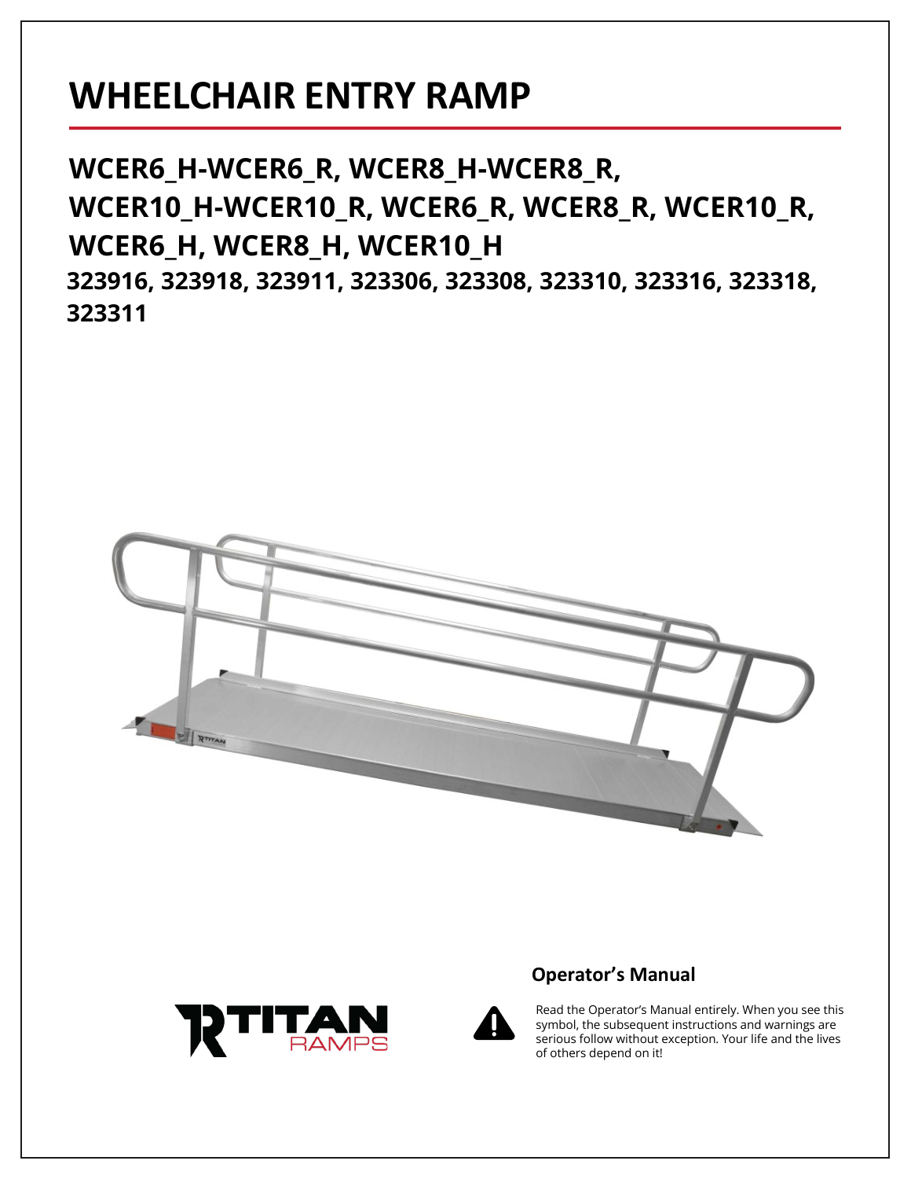# WHEELCHAIR ENTRY RAMP

## WCER6_H-WCER6_R, WCER8_H-WCER8_R, WCER10_H-WCER10_R, WCER6_R, WCER8_R, WCER10_R, WCER6_H, WCER8_H, WCER10_H

**323916, 323918, 323911, 323306, 323308, 323310, 323316, 323318, 323311**

**Operator's Manual**

Read the Operator's Manual entirely. When you see this symbol, the subsequent instructions and warnings are serious follow without exception. Your life and the lives of others depend on it!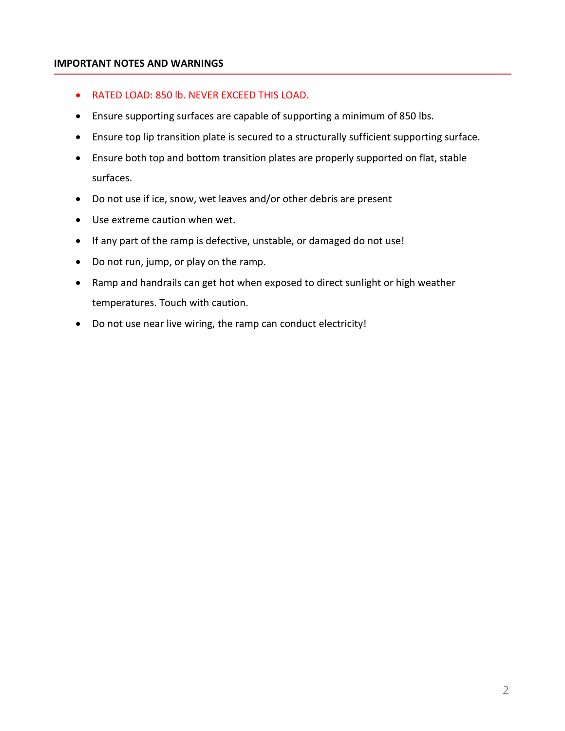**IMPORTANT NOTES AND WARNINGS**

- RATED LOAD: 850 lb. NEVER EXCEED THIS LOAD.
- Ensure supporting surfaces are capable of supporting a minimum of 850 lbs.
- Ensure top lip transition plate is secured to a structurally sufficient supporting surface.
- Ensure both top and bottom transition plates are properly supported on flat, stable surfaces.
- Do not use if ice, snow, wet leaves and/or other debris are present
- Use extreme caution when wet.
- If any part of the ramp is defective, unstable, or damaged do not use!
- Do not run, jump, or play on the ramp.
- Ramp and handrails can get hot when exposed to direct sunlight or high weather temperatures. Touch with caution.
- Do not use near live wiring, the ramp can conduct electricity!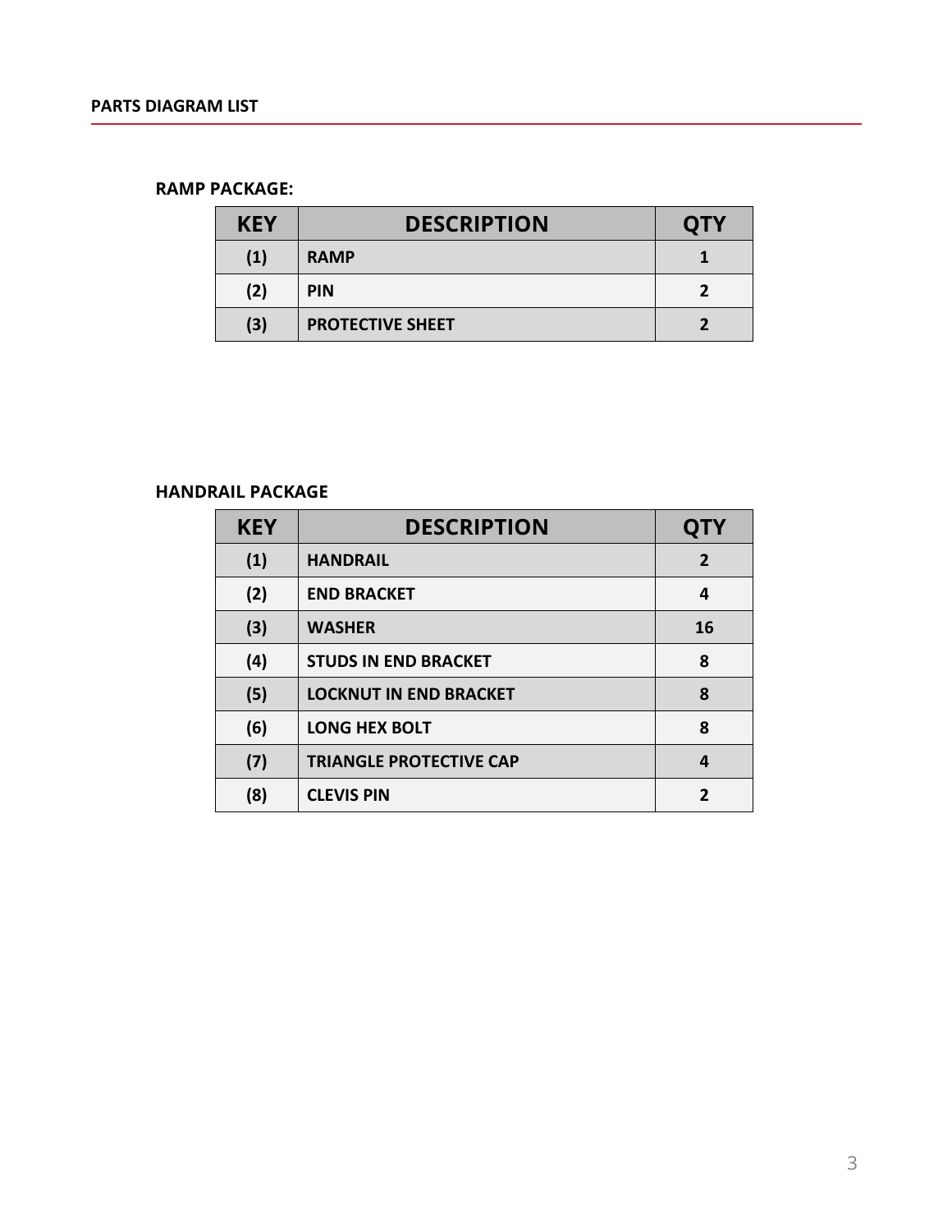## PARTS DIAGRAM LIST

### RAMP PACKAGE:

| KEY | DESCRIPTION | QTY |
|---|---|---|
| (1) | RAMP | 1 |
| (2) | PIN | 2 |
| (3) | PROTECTIVE SHEET | 2 |

### HANDRAIL PACKAGE

| KEY | DESCRIPTION | QTY |
|---|---|---|
| (1) | HANDRAIL | 2 |
| (2) | END BRACKET | 4 |
| (3) | WASHER | 16 |
| (4) | STUDS IN END BRACKET | 8 |
| (5) | LOCKNUT IN END BRACKET | 8 |
| (6) | LONG HEX BOLT | 8 |
| (7) | TRIANGLE PROTECTIVE CAP | 4 |
| (8) | CLEVIS PIN | 2 |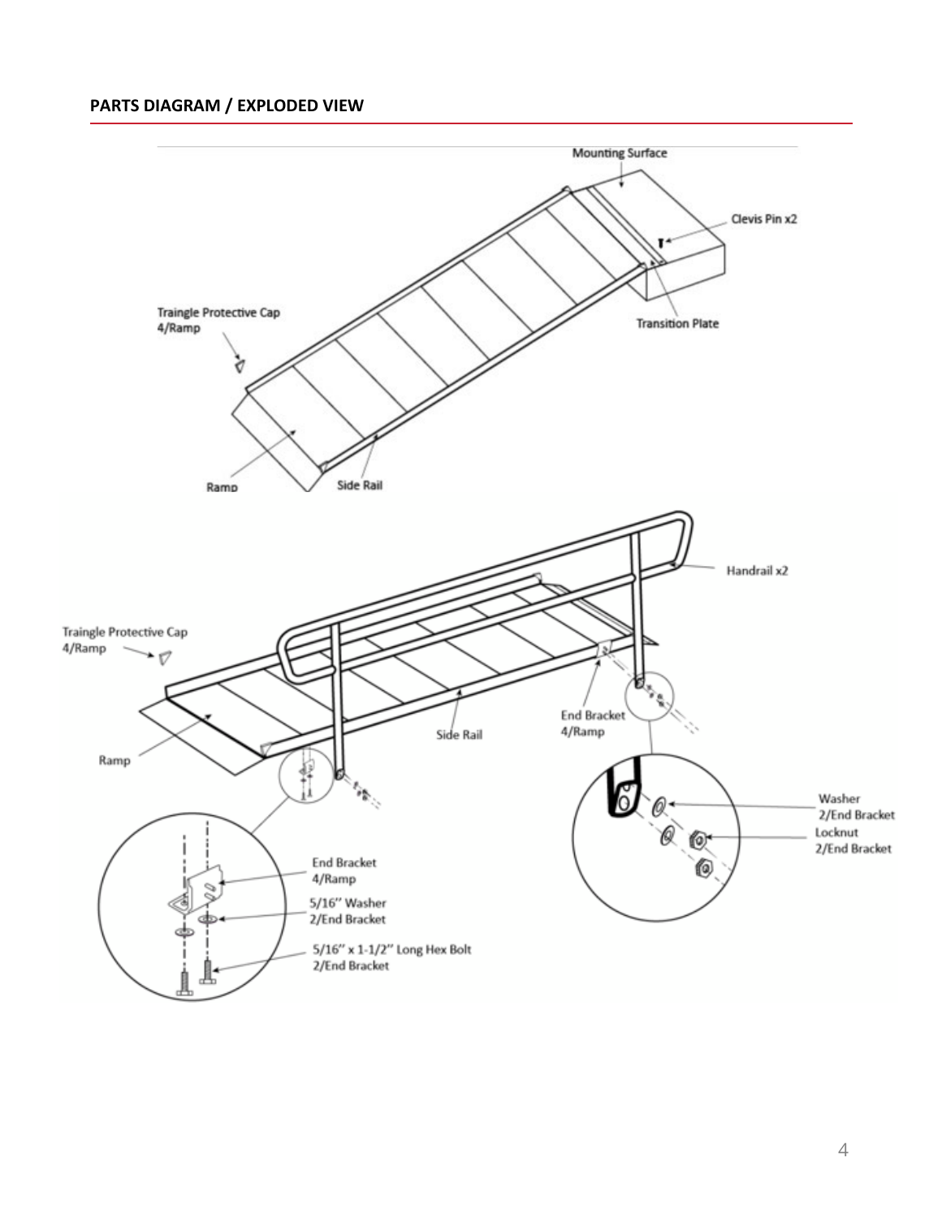## PARTS DIAGRAM / EXPLODED VIEW

Mounting Surface

Clevis Pin x2

Traingle Protective Cap 4/Ramp

Transition Plate

Ramp

Side Rail

Handrail x2

Traingle Protective Cap 4/Ramp

End Bracket 4/Ramp

Side Rail

Ramp

Washer 2/End Bracket

Locknut 2/End Bracket

End Bracket 4/Ramp

5/16'' Washer 2/End Bracket

5/16'' x 1-1/2'' Long Hex Bolt 2/End Bracket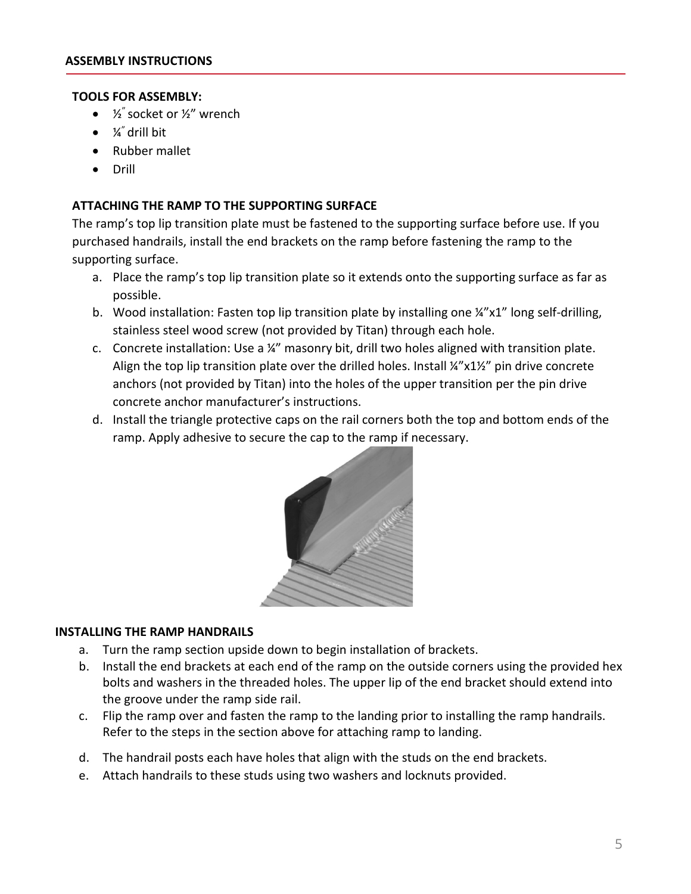## ASSEMBLY INSTRUCTIONS

### TOOLS FOR ASSEMBLY:

- ½" socket or ½" wrench
- ¼" drill bit
- Rubber mallet
- Drill

### ATTACHING THE RAMP TO THE SUPPORTING SURFACE

The ramp's top lip transition plate must be fastened to the supporting surface before use. If you purchased handrails, install the end brackets on the ramp before fastening the ramp to the supporting surface.

a. Place the ramp's top lip transition plate so it extends onto the supporting surface as far as possible.
b. Wood installation: Fasten top lip transition plate by installing one ¼"x1" long self-drilling, stainless steel wood screw (not provided by Titan) through each hole.
c. Concrete installation: Use a ¼" masonry bit, drill two holes aligned with transition plate. Align the top lip transition plate over the drilled holes. Install ¼"x1½" pin drive concrete anchors (not provided by Titan) into the holes of the upper transition per the pin drive concrete anchor manufacturer's instructions.
d. Install the triangle protective caps on the rail corners both the top and bottom ends of the ramp. Apply adhesive to secure the cap to the ramp if necessary.

### INSTALLING THE RAMP HANDRAILS

a. Turn the ramp section upside down to begin installation of brackets.
b. Install the end brackets at each end of the ramp on the outside corners using the provided hex bolts and washers in the threaded holes. The upper lip of the end bracket should extend into the groove under the ramp side rail.
c. Flip the ramp over and fasten the ramp to the landing prior to installing the ramp handrails. Refer to the steps in the section above for attaching ramp to landing.
d. The handrail posts each have holes that align with the studs on the end brackets.
e. Attach handrails to these studs using two washers and locknuts provided.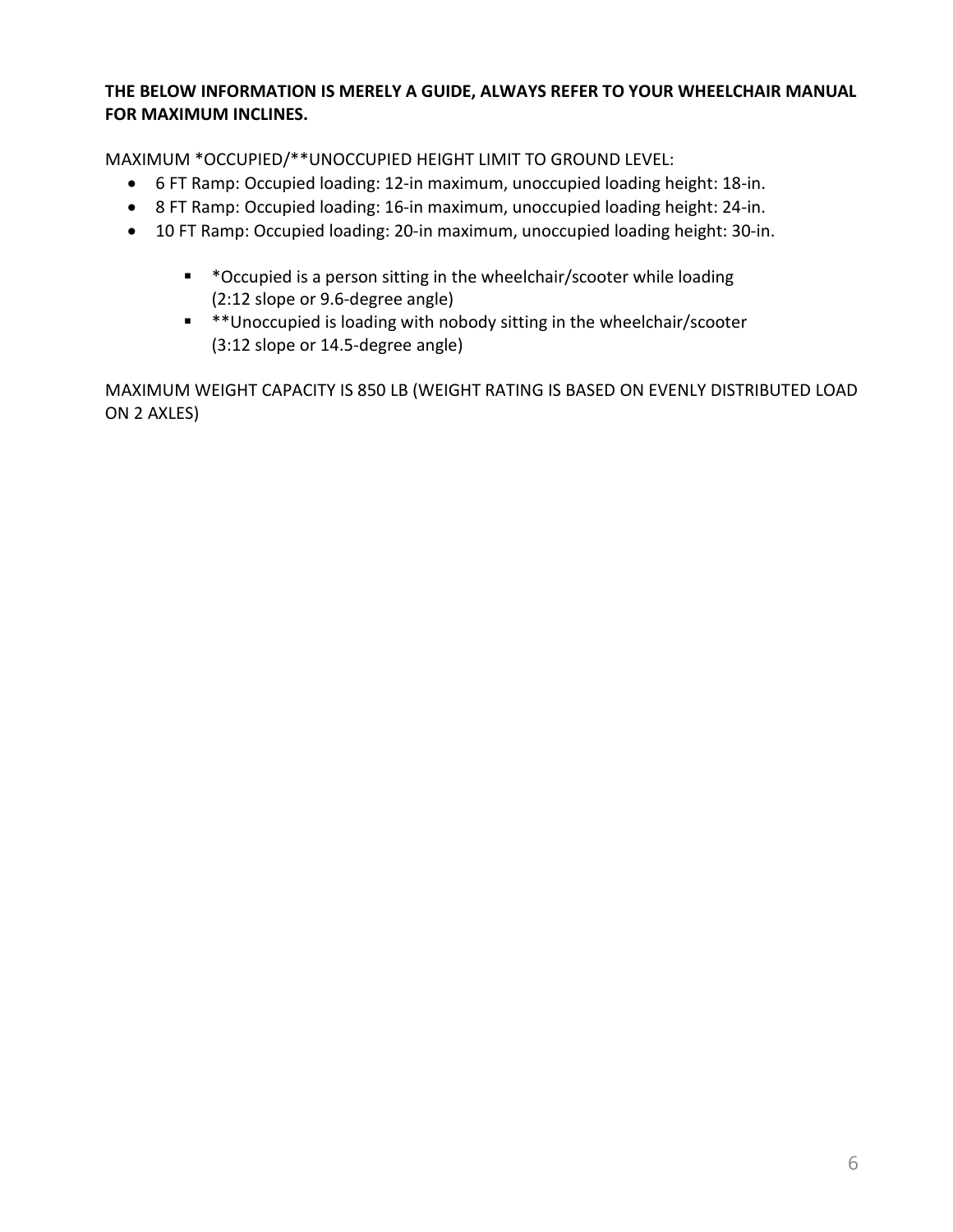**THE BELOW INFORMATION IS MERELY A GUIDE, ALWAYS REFER TO YOUR WHEELCHAIR MANUAL FOR MAXIMUM INCLINES.**

MAXIMUM *OCCUPIED/**UNOCCUPIED HEIGHT LIMIT TO GROUND LEVEL:

- 6 FT Ramp: Occupied loading: 12-in maximum, unoccupied loading height: 18-in.
- 8 FT Ramp: Occupied loading: 16-in maximum, unoccupied loading height: 24-in.
- 10 FT Ramp: Occupied loading: 20-in maximum, unoccupied loading height: 30-in.

    - *Occupied is a person sitting in the wheelchair/scooter while loading (2:12 slope or 9.6-degree angle)
    - **Unoccupied is loading with nobody sitting in the wheelchair/scooter (3:12 slope or 14.5-degree angle)

MAXIMUM WEIGHT CAPACITY IS 850 LB (WEIGHT RATING IS BASED ON EVENLY DISTRIBUTED LOAD ON 2 AXLES)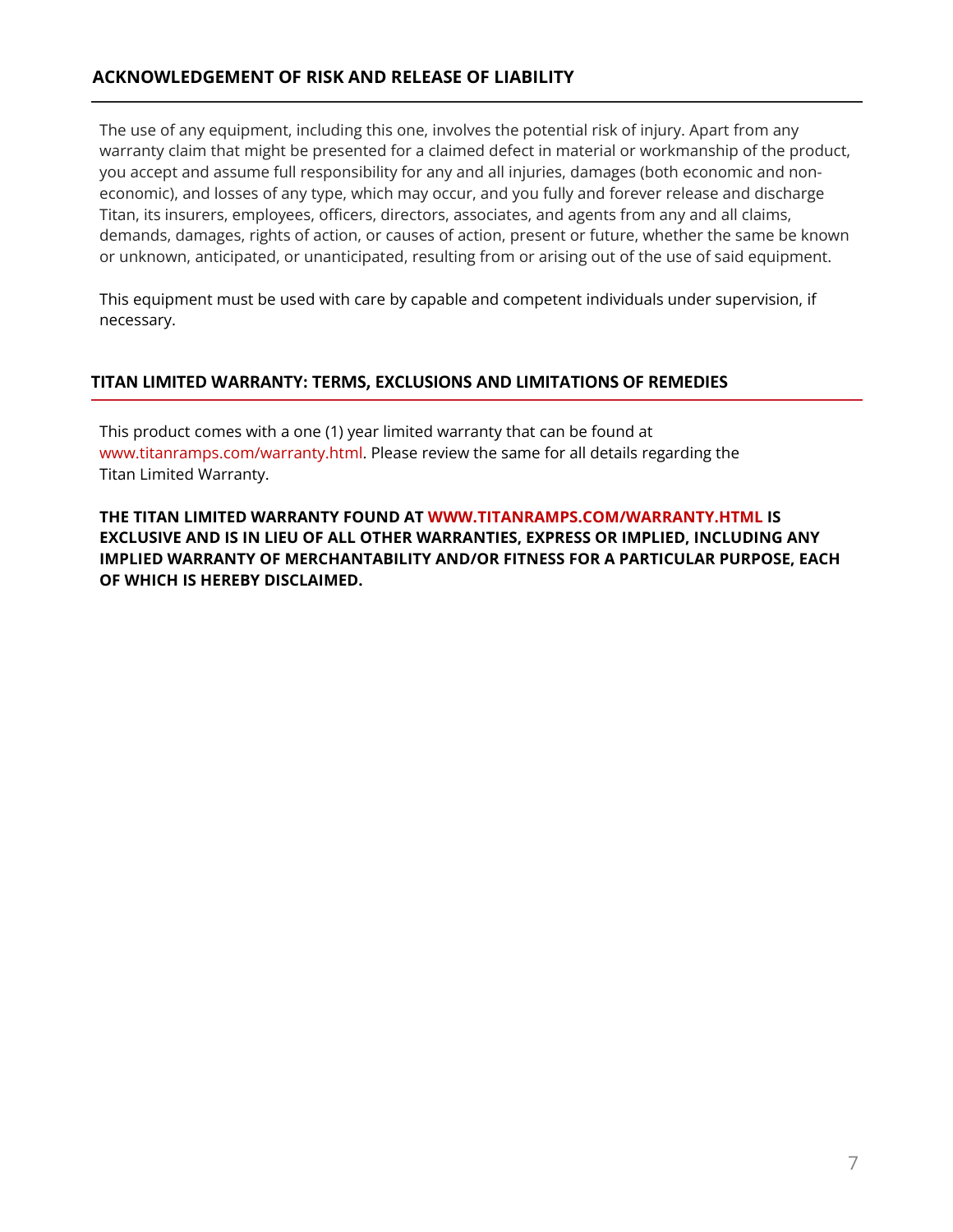## ACKNOWLEDGEMENT OF RISK AND RELEASE OF LIABILITY

The use of any equipment, including this one, involves the potential risk of injury. Apart from any warranty claim that might be presented for a claimed defect in material or workmanship of the product, you accept and assume full responsibility for any and all injuries, damages (both economic and non-economic), and losses of any type, which may occur, and you fully and forever release and discharge Titan, its insurers, employees, officers, directors, associates, and agents from any and all claims, demands, damages, rights of action, or causes of action, present or future, whether the same be known or unknown, anticipated, or unanticipated, resulting from or arising out of the use of said equipment.

This equipment must be used with care by capable and competent individuals under supervision, if necessary.

## TITAN LIMITED WARRANTY: TERMS, EXCLUSIONS AND LIMITATIONS OF REMEDIES

This product comes with a one (1) year limited warranty that can be found at www.titanramps.com/warranty.html. Please review the same for all details regarding the Titan Limited Warranty.

**THE TITAN LIMITED WARRANTY FOUND AT WWW.TITANRAMPS.COM/WARRANTY.HTML IS EXCLUSIVE AND IS IN LIEU OF ALL OTHER WARRANTIES, EXPRESS OR IMPLIED, INCLUDING ANY IMPLIED WARRANTY OF MERCHANTABILITY AND/OR FITNESS FOR A PARTICULAR PURPOSE, EACH OF WHICH IS HEREBY DISCLAIMED.**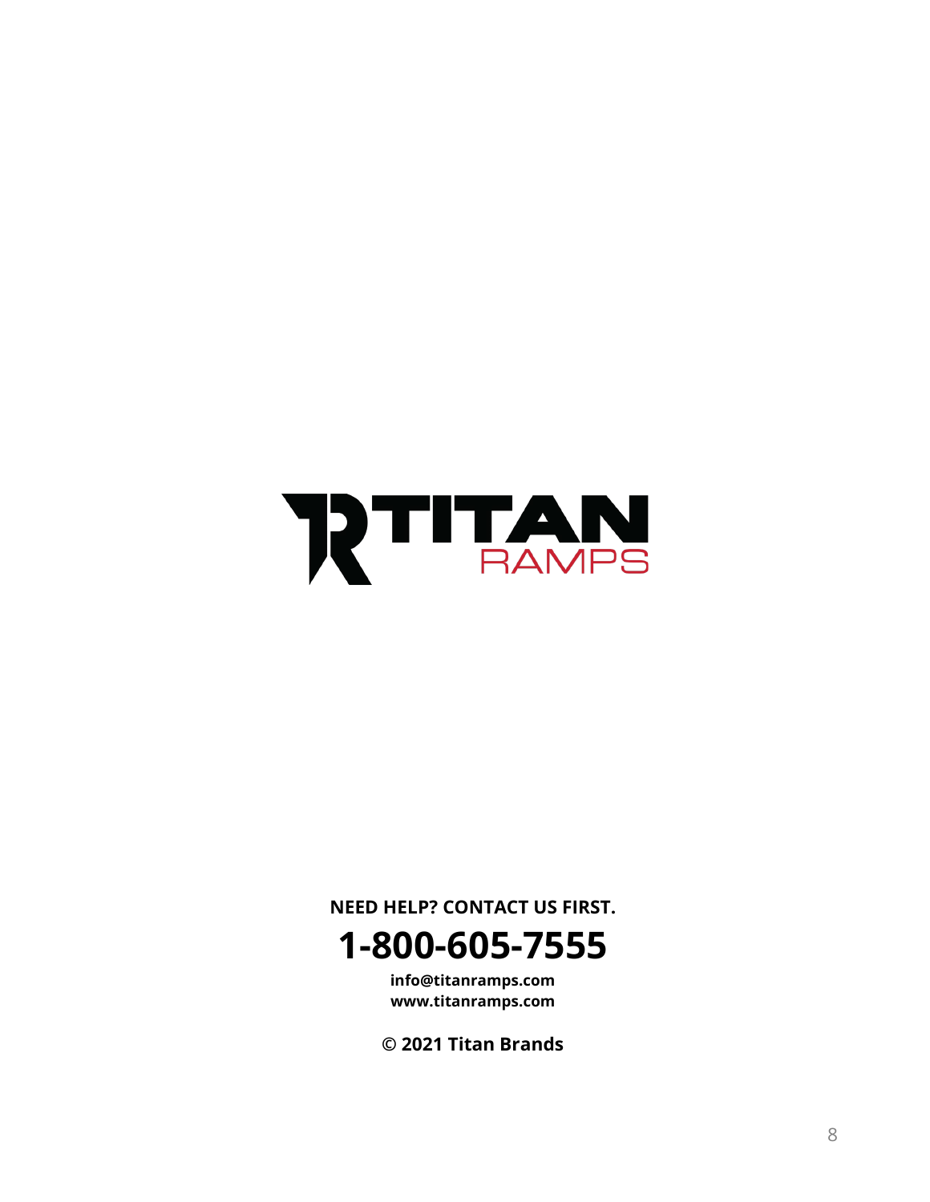TITAN RAMPS

**NEED HELP? CONTACT US FIRST.**

# 1-800-605-7555

**info@titanramps.com**
**www.titanramps.com**

**© 2021 Titan Brands**